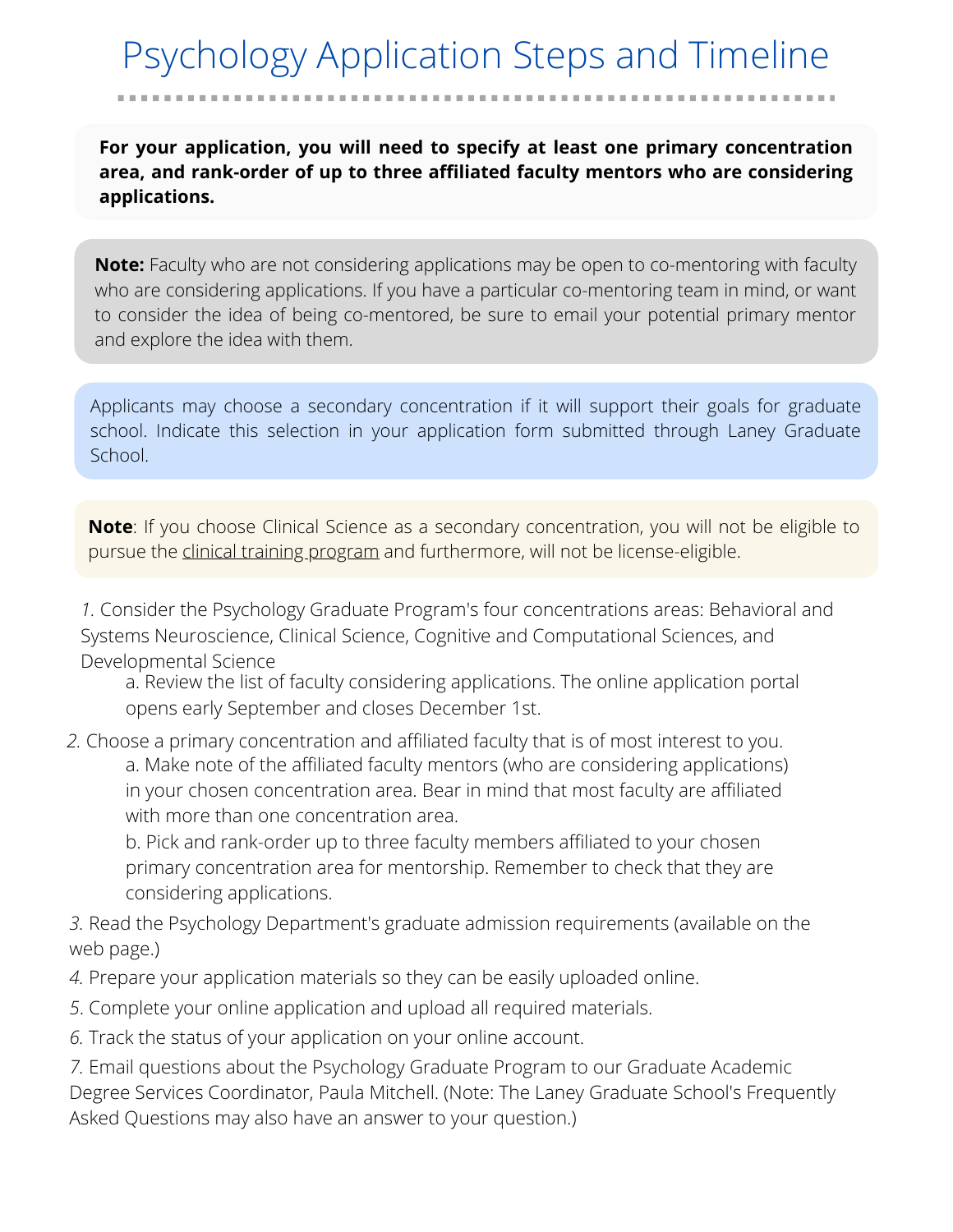# Psychology Application Steps and Timeline

**For your application, you will need to specify at least one primary concentration area, and rank-order of up to three affiliated faculty mentors who are considering applications.**

**Note:** Faculty who are not considering applications may be open to co-mentoring with faculty who are considering applications. If you have a particular co-mentoring team in mind, or want to consider the idea of being co-mentored, be sure to email your potential primary mentor and explore the idea with them.

Applicants may choose a secondary concentration if it will support their goals for graduate school. Indicate this selection in your application form submitted through Laney Graduate School.

**Note**: If you choose Clinical Science as a secondary concentration, you will not be eligible to pursue the clinical training program and furthermore, will not be license-eligible.

1. Consider the Psychology Graduate Program's four concentrations areas: Behavioral and Systems Neuroscience, Clinical Science, Cognitive and Computational Sciences, and Developmental Science
   a. Review the list of faculty considering applications. The online application portal opens early September and closes December 1st.
2. Choose a primary concentration and affiliated faculty that is of most interest to you.
   a. Make note of the affiliated faculty mentors (who are considering applications) in your chosen concentration area. Bear in mind that most faculty are affiliated with more than one concentration area.
   b. Pick and rank-order up to three faculty members affiliated to your chosen primary concentration area for mentorship. Remember to check that they are considering applications.
3. Read the Psychology Department's graduate admission requirements (available on the web page.)
4. Prepare your application materials so they can be easily uploaded online.
5. Complete your online application and upload all required materials.
6. Track the status of your application on your online account.
7. Email questions about the Psychology Graduate Program to our Graduate Academic Degree Services Coordinator, Paula Mitchell. (Note: The Laney Graduate School's Frequently Asked Questions may also have an answer to your question.)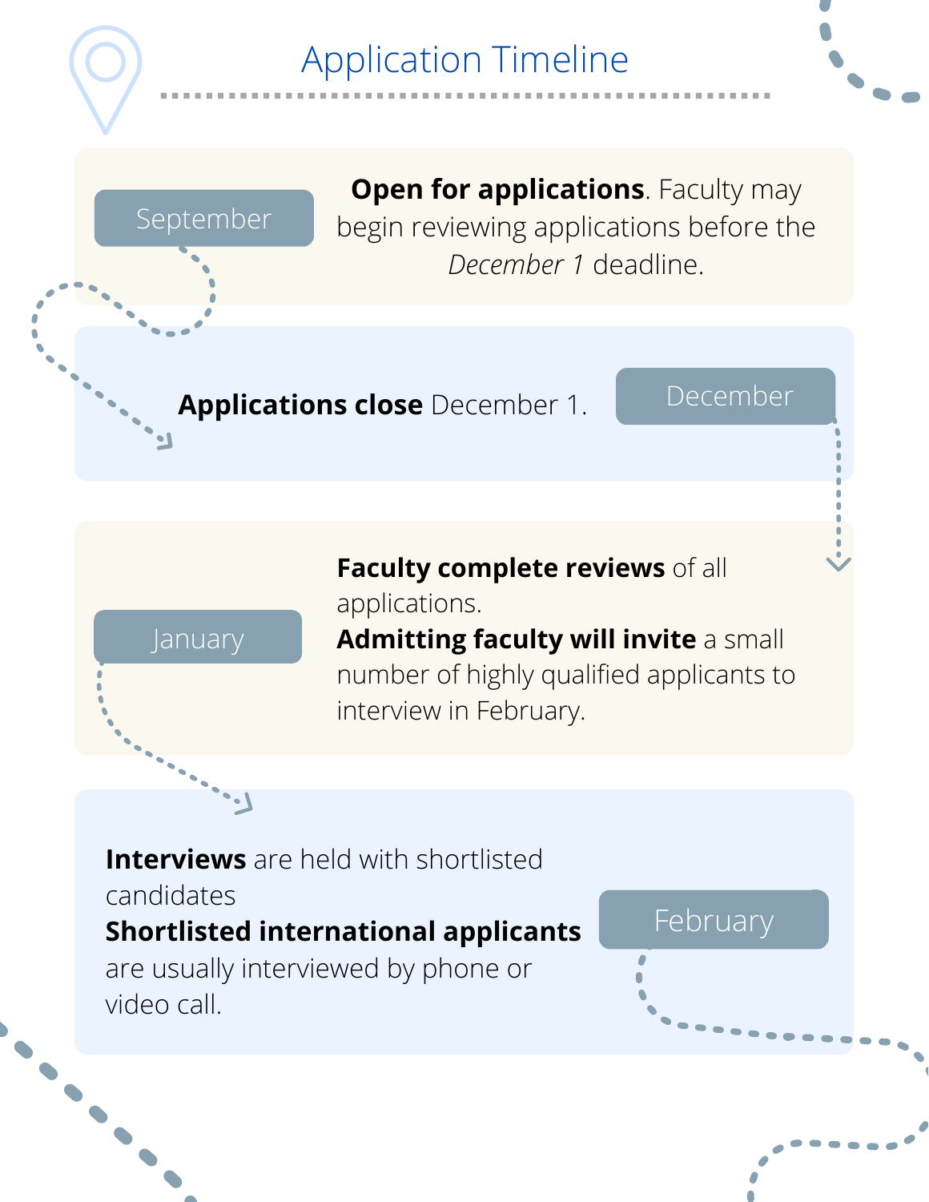# Application Timeline

**September**

**Open for applications**. Faculty may begin reviewing applications before the *December 1* deadline.

**December**

**Applications close** December 1.

**January**

**Faculty complete reviews** of all applications.

**Admitting faculty will invite** a small number of highly qualified applicants to interview in February.

**February**

**Interviews** are held with shortlisted candidates

**Shortlisted international applicants** are usually interviewed by phone or video call.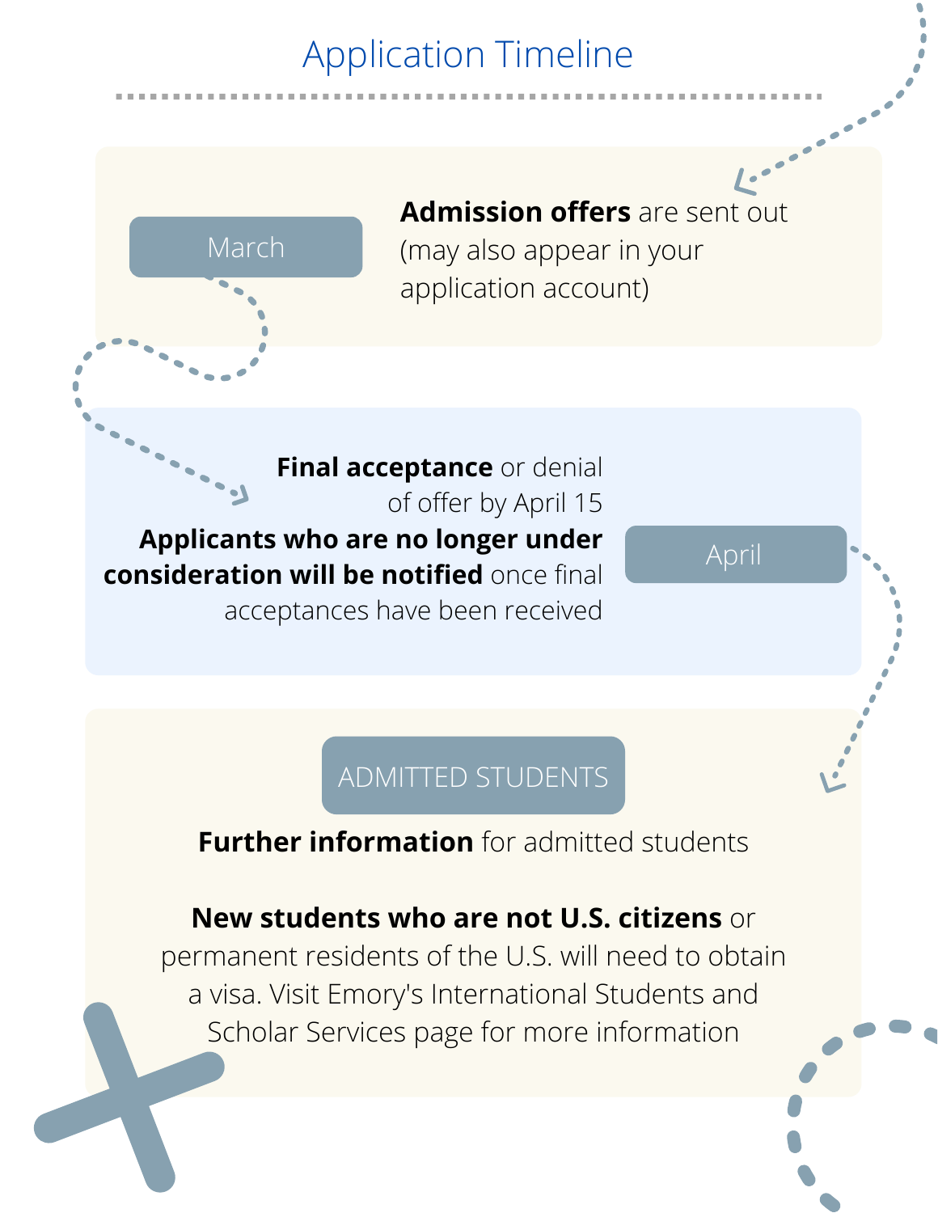# Application Timeline

March

**Admission offers** are sent out (may also appear in your application account)

April

**Final acceptance** or denial of offer by April 15

**Applicants who are no longer under consideration will be notified** once final acceptances have been received

ADMITTED STUDENTS

**Further information** for admitted students

**New students who are not U.S. citizens** or permanent residents of the U.S. will need to obtain a visa. Visit Emory's International Students and Scholar Services page for more information